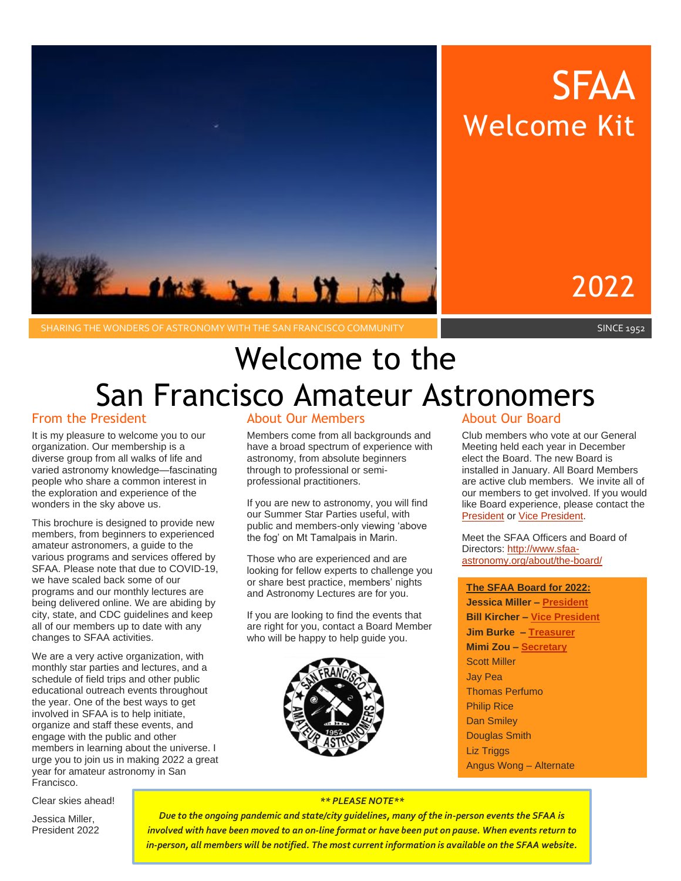# SFAA Welcome Kit

2022

SHARING THE WONDERS OF ASTRONOMY WITH THE SAN FRANCISCO COMMUNITY

SINCE 1952

# Welcome to the San Francisco Amateur Astronomers

## From the President

It is my pleasure to welcome you to our organization. Our membership is a diverse group from all walks of life and varied astronomy knowledge—fascinating people who share a common interest in the exploration and experience of the wonders in the sky above us.

This brochure is designed to provide new members, from beginners to experienced amateur astronomers, a guide to the various programs and services offered by SFAA. Please note that due to COVID-19, we have scaled back some of our programs and our monthly lectures are being delivered online. We are abiding by city, state, and CDC guidelines and keep all of our members up to date with any changes to SFAA activities.

We are a very active organization, with monthly star parties and lectures, and a schedule of field trips and other public educational outreach events throughout the year. One of the best ways to get involved in SFAA is to help initiate, organize and staff these events, and engage with the public and other members in learning about the universe. I urge you to join us in making 2022 a great year for amateur astronomy in San Francisco.

Clear skies ahead!

Jessica Miller,
President 2022

## About Our Members

Members come from all backgrounds and have a broad spectrum of experience with astronomy, from absolute beginners through to professional or semi-professional practitioners.

If you are new to astronomy, you will find our Summer Star Parties useful, with public and members-only viewing 'above the fog' on Mt Tamalpais in Marin.

Those who are experienced and are looking for fellow experts to challenge you or share best practice, members' nights and Astronomy Lectures are for you.

If you are looking to find the events that are right for you, contact a Board Member who will be happy to help guide you.

## About Our Board

Club members who vote at our General Meeting held each year in December elect the Board. The new Board is installed in January. All Board Members are active club members. We invite all of our members to get involved. If you would like Board experience, please contact the President or Vice President.

Meet the SFAA Officers and Board of Directors: http://www.sfaa-astronomy.org/about/the-board/

**The SFAA Board for 2022:**

- **Jessica Miller – President**
- **Bill Kircher – Vice President**
- **Jim Burke – Treasurer**
- **Mimi Zou – Secretary**
- Scott Miller
- Jay Pea
- Thomas Perfumo
- Philip Rice
- Dan Smiley
- Douglas Smith
- Liz Triggs
- Angus Wong – Alternate

*\*\* PLEASE NOTE \*\**

*Due to the ongoing pandemic and state/city guidelines, many of the in-person events the SFAA is involved with have been moved to an on-line format or have been put on pause. When events return to in-person, all members will be notified. The most current information is available on the SFAA website.*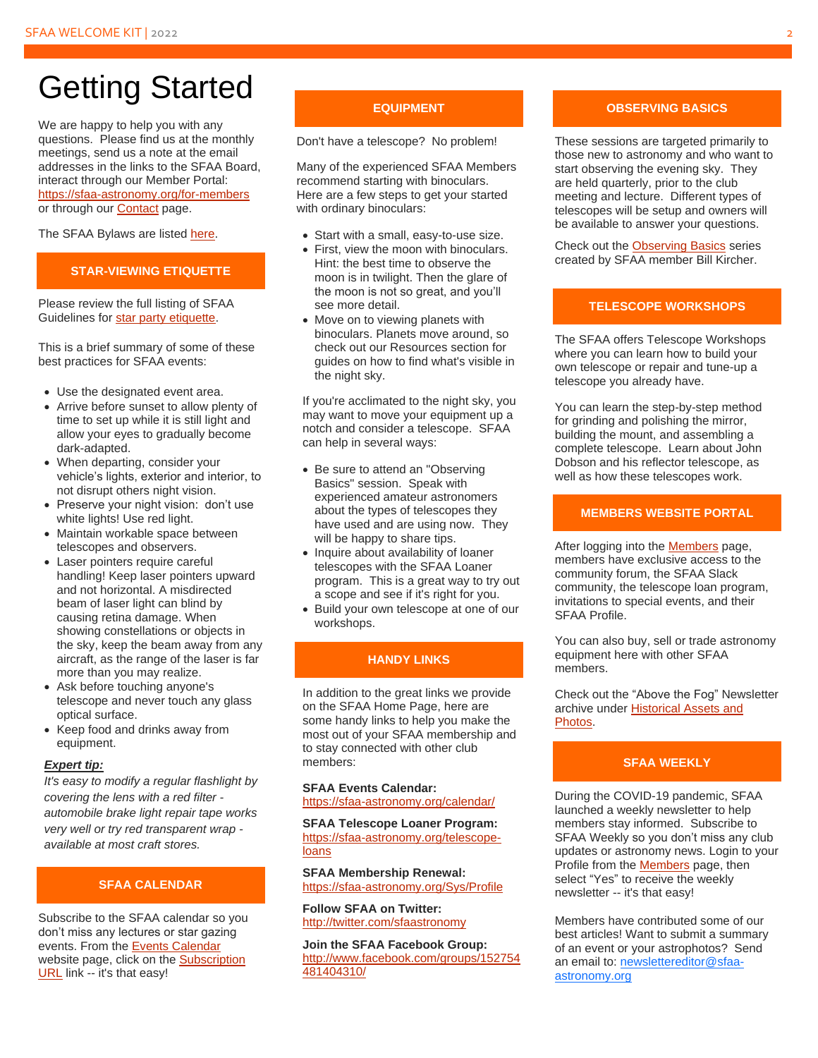# Getting Started

We are happy to help you with any questions. Please find us at the monthly meetings, send us a note at the email addresses in the links to the SFAA Board, interact through our Member Portal: https://sfaa-astronomy.org/for-members or through our Contact page.

The SFAA Bylaws are listed here.

## STAR-VIEWING ETIQUETTE

Please review the full listing of SFAA Guidelines for star party etiquette.

This is a brief summary of some of these best practices for SFAA events:

- Use the designated event area.
- Arrive before sunset to allow plenty of time to set up while it is still light and allow your eyes to gradually become dark-adapted.
- When departing, consider your vehicle's lights, exterior and interior, to not disrupt others night vision.
- Preserve your night vision: don't use white lights! Use red light.
- Maintain workable space between telescopes and observers.
- Laser pointers require careful handling! Keep laser pointers upward and not horizontal. A misdirected beam of laser light can blind by causing retina damage. When showing constellations or objects in the sky, keep the beam away from any aircraft, as the range of the laser is far more than you may realize.
- Ask before touching anyone's telescope and never touch any glass optical surface.
- Keep food and drinks away from equipment.

***Expert tip:***
*It's easy to modify a regular flashlight by covering the lens with a red filter - automobile brake light repair tape works very well or try red transparent wrap - available at most craft stores.*

## SFAA CALENDAR

Subscribe to the SFAA calendar so you don't miss any lectures or star gazing events. From the Events Calendar website page, click on the Subscription URL link -- it's that easy!

## EQUIPMENT

Don't have a telescope? No problem!

Many of the experienced SFAA Members recommend starting with binoculars. Here are a few steps to get your started with ordinary binoculars:

- Start with a small, easy-to-use size.
- First, view the moon with binoculars. Hint: the best time to observe the moon is in twilight. Then the glare of the moon is not so great, and you'll see more detail.
- Move on to viewing planets with binoculars. Planets move around, so check out our Resources section for guides on how to find what's visible in the night sky.

If you're acclimated to the night sky, you may want to move your equipment up a notch and consider a telescope. SFAA can help in several ways:

- Be sure to attend an "Observing Basics" session. Speak with experienced amateur astronomers about the types of telescopes they have used and are using now. They will be happy to share tips.
- Inquire about availability of loaner telescopes with the SFAA Loaner program. This is a great way to try out a scope and see if it's right for you.
- Build your own telescope at one of our workshops.

## HANDY LINKS

In addition to the great links we provide on the SFAA Home Page, here are some handy links to help you make the most out of your SFAA membership and to stay connected with other club members:

**SFAA Events Calendar:**
https://sfaa-astronomy.org/calendar/

**SFAA Telescope Loaner Program:**
https://sfaa-astronomy.org/telescope-loans

**SFAA Membership Renewal:**
https://sfaa-astronomy.org/Sys/Profile

**Follow SFAA on Twitter:**
http://twitter.com/sfaastronomy

**Join the SFAA Facebook Group:**
http://www.facebook.com/groups/152754481404310/

## OBSERVING BASICS

These sessions are targeted primarily to those new to astronomy and who want to start observing the evening sky. They are held quarterly, prior to the club meeting and lecture. Different types of telescopes will be setup and owners will be available to answer your questions.

Check out the Observing Basics series created by SFAA member Bill Kircher.

## TELESCOPE WORKSHOPS

The SFAA offers Telescope Workshops where you can learn how to build your own telescope or repair and tune-up a telescope you already have.

You can learn the step-by-step method for grinding and polishing the mirror, building the mount, and assembling a complete telescope. Learn about John Dobson and his reflector telescope, as well as how these telescopes work.

## MEMBERS WEBSITE PORTAL

After logging into the Members page, members have exclusive access to the community forum, the SFAA Slack community, the telescope loan program, invitations to special events, and their SFAA Profile.

You can also buy, sell or trade astronomy equipment here with other SFAA members.

Check out the "Above the Fog" Newsletter archive under Historical Assets and Photos.

## SFAA WEEKLY

During the COVID-19 pandemic, SFAA launched a weekly newsletter to help members stay informed. Subscribe to SFAA Weekly so you don't miss any club updates or astronomy news. Login to your Profile from the Members page, then select "Yes" to receive the weekly newsletter -- it's that easy!

Members have contributed some of our best articles! Want to submit a summary of an event or your astrophotos? Send an email to: newslettereditor@sfaa-astronomy.org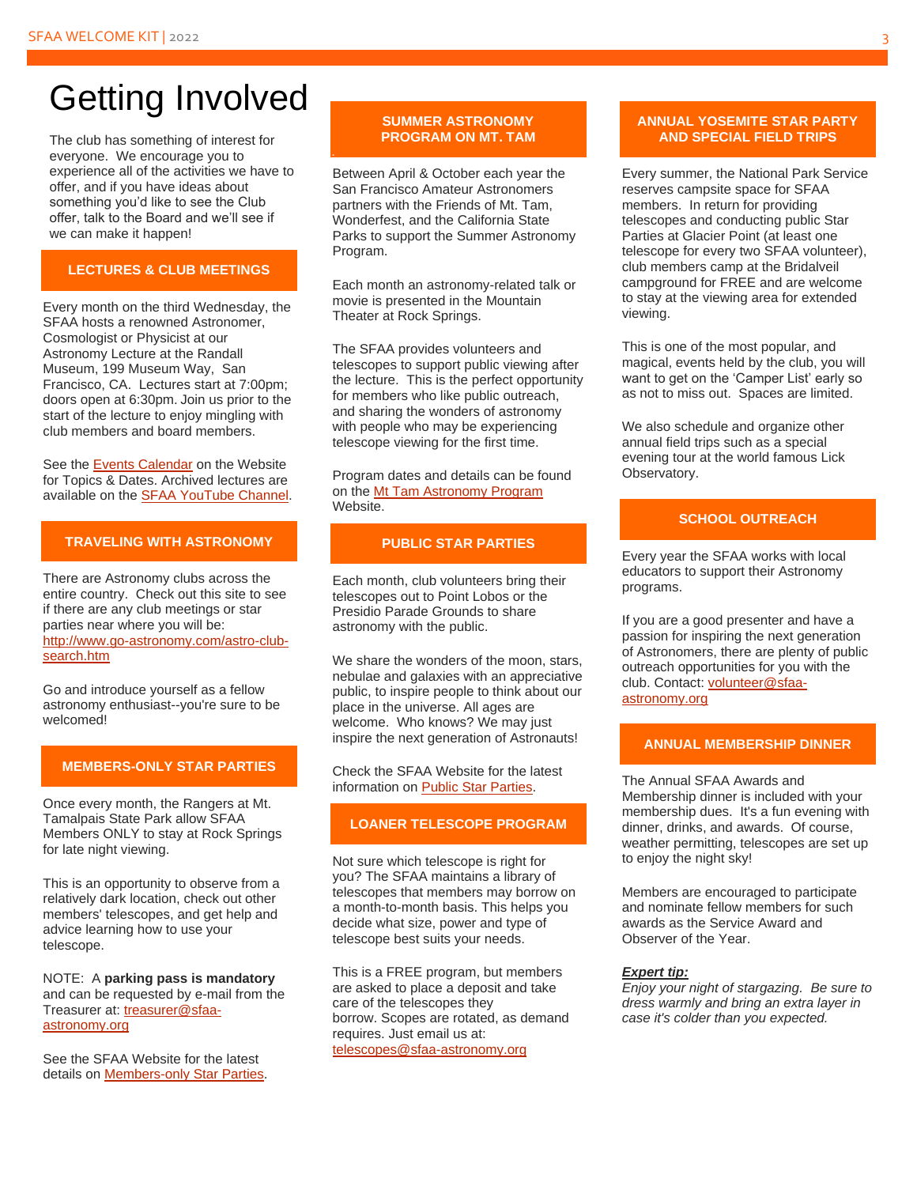# Getting Involved

The club has something of interest for everyone. We encourage you to experience all of the activities we have to offer, and if you have ideas about something you'd like to see the Club offer, talk to the Board and we'll see if we can make it happen!

## LECTURES & CLUB MEETINGS

Every month on the third Wednesday, the SFAA hosts a renowned Astronomer, Cosmologist or Physicist at our Astronomy Lecture at the Randall Museum, 199 Museum Way, San Francisco, CA. Lectures start at 7:00pm; doors open at 6:30pm. Join us prior to the start of the lecture to enjoy mingling with club members and board members.

See the Events Calendar on the Website for Topics & Dates. Archived lectures are available on the SFAA YouTube Channel.

## TRAVELING WITH ASTRONOMY

There are Astronomy clubs across the entire country. Check out this site to see if there are any club meetings or star parties near where you will be: http://www.go-astronomy.com/astro-club-search.htm

Go and introduce yourself as a fellow astronomy enthusiast--you're sure to be welcomed!

## MEMBERS-ONLY STAR PARTIES

Once every month, the Rangers at Mt. Tamalpais State Park allow SFAA Members ONLY to stay at Rock Springs for late night viewing.

This is an opportunity to observe from a relatively dark location, check out other members' telescopes, and get help and advice learning how to use your telescope.

NOTE: A **parking pass is mandatory** and can be requested by e-mail from the Treasurer at: treasurer@sfaa-astronomy.org

See the SFAA Website for the latest details on Members-only Star Parties.

## SUMMER ASTRONOMY PROGRAM ON MT. TAM

Between April & October each year the San Francisco Amateur Astronomers partners with the Friends of Mt. Tam, Wonderfest, and the California State Parks to support the Summer Astronomy Program.

Each month an astronomy-related talk or movie is presented in the Mountain Theater at Rock Springs.

The SFAA provides volunteers and telescopes to support public viewing after the lecture. This is the perfect opportunity for members who like public outreach, and sharing the wonders of astronomy with people who may be experiencing telescope viewing for the first time.

Program dates and details can be found on the Mt Tam Astronomy Program Website.

## PUBLIC STAR PARTIES

Each month, club volunteers bring their telescopes out to Point Lobos or the Presidio Parade Grounds to share astronomy with the public.

We share the wonders of the moon, stars, nebulae and galaxies with an appreciative public, to inspire people to think about our place in the universe. All ages are welcome. Who knows? We may just inspire the next generation of Astronauts!

Check the SFAA Website for the latest information on Public Star Parties.

## LOANER TELESCOPE PROGRAM

Not sure which telescope is right for you? The SFAA maintains a library of telescopes that members may borrow on a month-to-month basis. This helps you decide what size, power and type of telescope best suits your needs.

This is a FREE program, but members are asked to place a deposit and take care of the telescopes they borrow. Scopes are rotated, as demand requires. Just email us at: telescopes@sfaa-astronomy.org

## ANNUAL YOSEMITE STAR PARTY AND SPECIAL FIELD TRIPS

Every summer, the National Park Service reserves campsite space for SFAA members. In return for providing telescopes and conducting public Star Parties at Glacier Point (at least one telescope for every two SFAA volunteer), club members camp at the Bridalveil campground for FREE and are welcome to stay at the viewing area for extended viewing.

This is one of the most popular, and magical, events held by the club, you will want to get on the 'Camper List' early so as not to miss out. Spaces are limited.

We also schedule and organize other annual field trips such as a special evening tour at the world famous Lick Observatory.

## SCHOOL OUTREACH

Every year the SFAA works with local educators to support their Astronomy programs.

If you are a good presenter and have a passion for inspiring the next generation of Astronomers, there are plenty of public outreach opportunities for you with the club. Contact: volunteer@sfaa-astronomy.org

## ANNUAL MEMBERSHIP DINNER

The Annual SFAA Awards and Membership dinner is included with your membership dues. It's a fun evening with dinner, drinks, and awards. Of course, weather permitting, telescopes are set up to enjoy the night sky!

Members are encouraged to participate and nominate fellow members for such awards as the Service Award and Observer of the Year.

***Expert tip:***

*Enjoy your night of stargazing. Be sure to dress warmly and bring an extra layer in case it's colder than you expected.*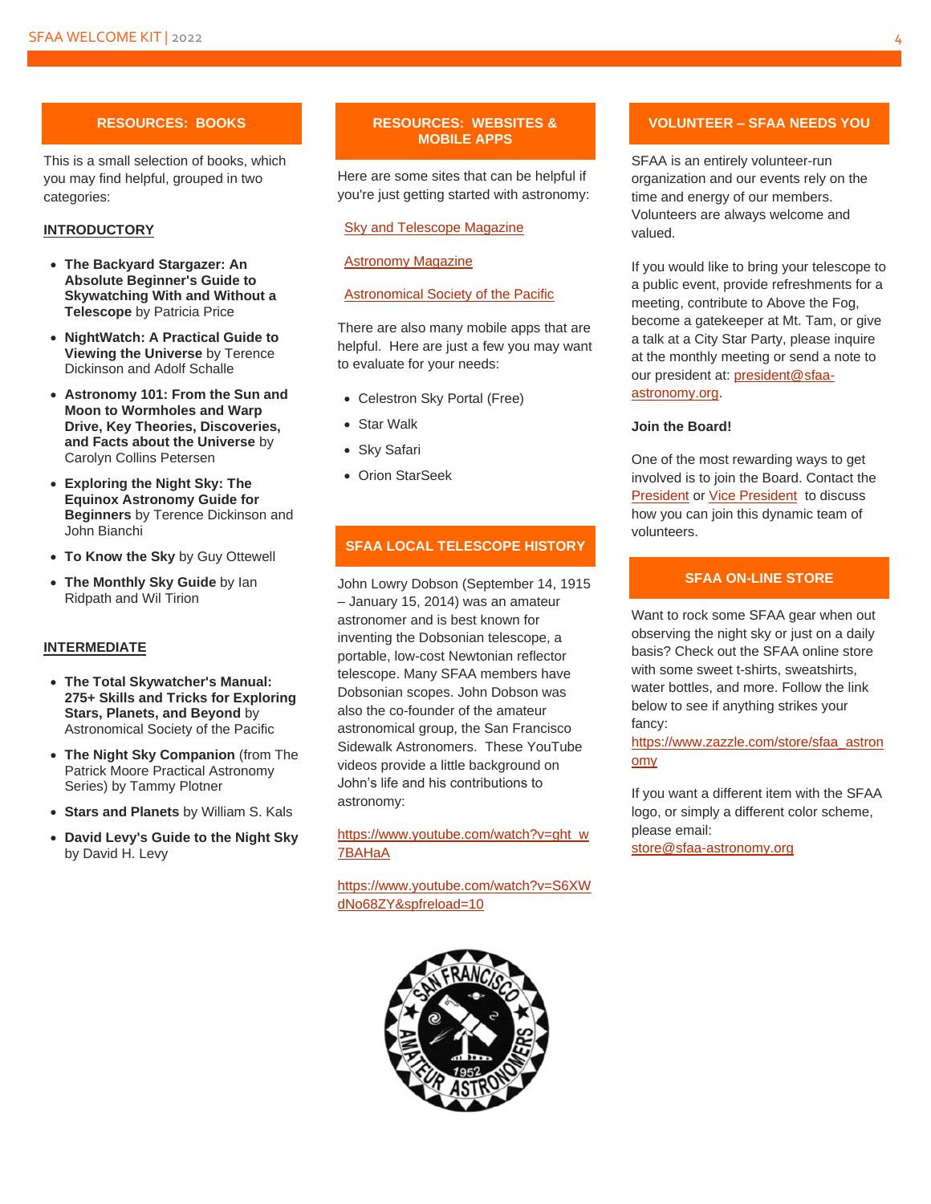## RESOURCES: BOOKS

This is a small selection of books, which you may find helpful, grouped in two categories:

### INTRODUCTORY

- **The Backyard Stargazer: An Absolute Beginner's Guide to Skywatching With and Without a Telescope** by Patricia Price
- **NightWatch: A Practical Guide to Viewing the Universe** by Terence Dickinson and Adolf Schalle
- **Astronomy 101: From the Sun and Moon to Wormholes and Warp Drive, Key Theories, Discoveries, and Facts about the Universe** by Carolyn Collins Petersen
- **Exploring the Night Sky: The Equinox Astronomy Guide for Beginners** by Terence Dickinson and John Bianchi
- **To Know the Sky** by Guy Ottewell
- **The Monthly Sky Guide** by Ian Ridpath and Wil Tirion

### INTERMEDIATE

- **The Total Skywatcher's Manual: 275+ Skills and Tricks for Exploring Stars, Planets, and Beyond** by Astronomical Society of the Pacific
- **The Night Sky Companion** (from The Patrick Moore Practical Astronomy Series) by Tammy Plotner
- **Stars and Planets** by William S. Kals
- **David Levy's Guide to the Night Sky** by David H. Levy

## RESOURCES: WEBSITES & MOBILE APPS

Here are some sites that can be helpful if you're just getting started with astronomy:

Sky and Telescope Magazine

Astronomy Magazine

Astronomical Society of the Pacific

There are also many mobile apps that are helpful. Here are just a few you may want to evaluate for your needs:

- Celestron Sky Portal (Free)
- Star Walk
- Sky Safari
- Orion StarSeek

## SFAA LOCAL TELESCOPE HISTORY

John Lowry Dobson (September 14, 1915 – January 15, 2014) was an amateur astronomer and is best known for inventing the Dobsonian telescope, a portable, low-cost Newtonian reflector telescope. Many SFAA members have Dobsonian scopes. John Dobson was also the co-founder of the amateur astronomical group, the San Francisco Sidewalk Astronomers. These YouTube videos provide a little background on John's life and his contributions to astronomy:

https://www.youtube.com/watch?v=ght_w7BAHaA

https://www.youtube.com/watch?v=S6XWdNo68ZY&spfreload=10

## VOLUNTEER – SFAA NEEDS YOU

SFAA is an entirely volunteer-run organization and our events rely on the time and energy of our members. Volunteers are always welcome and valued.

If you would like to bring your telescope to a public event, provide refreshments for a meeting, contribute to Above the Fog, become a gatekeeper at Mt. Tam, or give a talk at a City Star Party, please inquire at the monthly meeting or send a note to our president at: president@sfaa-astronomy.org.

**Join the Board!**

One of the most rewarding ways to get involved is to join the Board. Contact the President or Vice President to discuss how you can join this dynamic team of volunteers.

## SFAA ON-LINE STORE

Want to rock some SFAA gear when out observing the night sky or just on a daily basis? Check out the SFAA online store with some sweet t-shirts, sweatshirts, water bottles, and more. Follow the link below to see if anything strikes your fancy:

https://www.zazzle.com/store/sfaa_astronomy

If you want a different item with the SFAA logo, or simply a different color scheme, please email: store@sfaa-astronomy.org